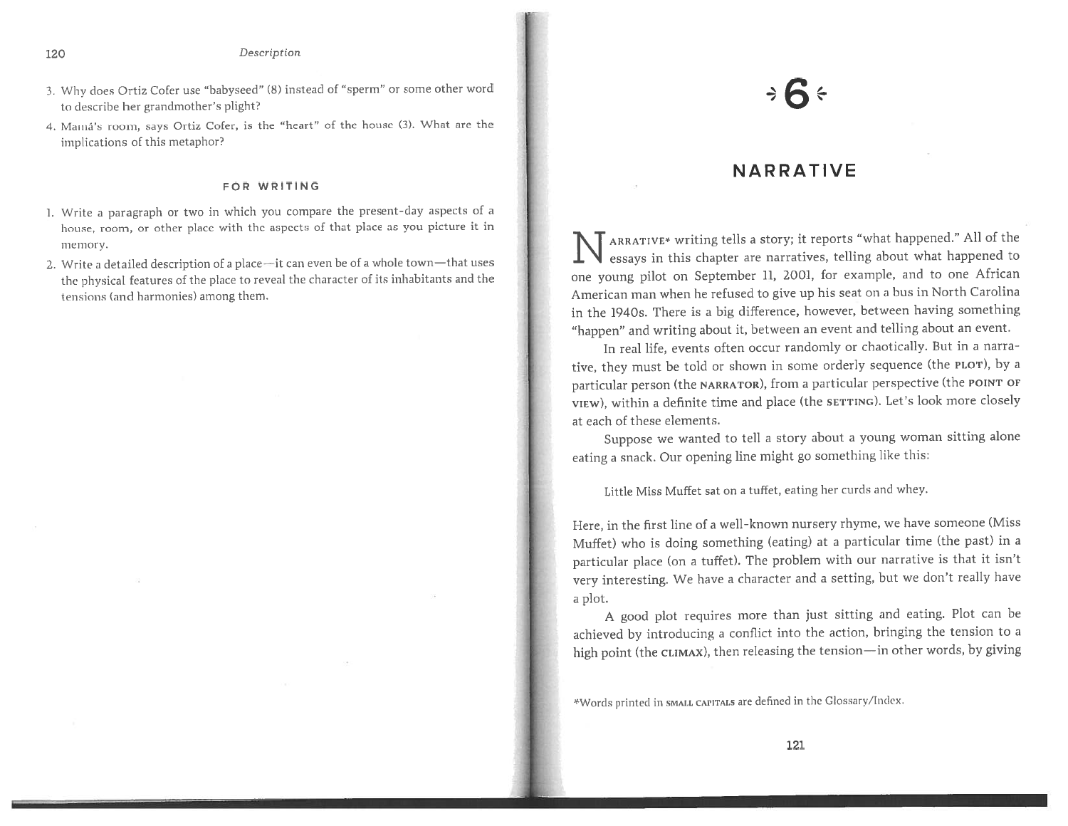3. Why does Ortiz Cofer use "babyseed" (8) instead of "sperm" or some other word to describe her grandmother's plight?
4. Mamá's room, says Ortiz Cofer, is the "heart" of the house (3). What are the implications of this metaphor?

### FOR WRITING

1. Write a paragraph or two in which you compare the present-day aspects of a house, room, or other place with the aspects of that place as you picture it in memory.
2. Write a detailed description of a place—it can even be of a whole town—that uses the physical features of the place to reveal the character of its inhabitants and the tensions (and harmonies) among them.

# 6

# NARRATIVE

NARRATIVE* writing tells a story; it reports "what happened." All of the essays in this chapter are narratives, telling about what happened to one young pilot on September 11, 2001, for example, and to one African American man when he refused to give up his seat on a bus in North Carolina in the 1940s. There is a big difference, however, between having something "happen" and writing about it, between an event and telling about an event.

In real life, events often occur randomly or chaotically. But in a narrative, they must be told or shown in some orderly sequence (the PLOT), by a particular person (the NARRATOR), from a particular perspective (the POINT OF VIEW), within a definite time and place (the SETTING). Let's look more closely at each of these elements.

Suppose we wanted to tell a story about a young woman sitting alone eating a snack. Our opening line might go something like this:

> Little Miss Muffet sat on a tuffet, eating her curds and whey.

Here, in the first line of a well-known nursery rhyme, we have someone (Miss Muffet) who is doing something (eating) at a particular time (the past) in a particular place (on a tuffet). The problem with our narrative is that it isn't very interesting. We have a character and a setting, but we don't really have a plot.

A good plot requires more than just sitting and eating. Plot can be achieved by introducing a conflict into the action, bringing the tension to a high point (the CLIMAX), then releasing the tension—in other words, by giving

*Words printed in SMALL CAPITALS are defined in the Glossary/Index.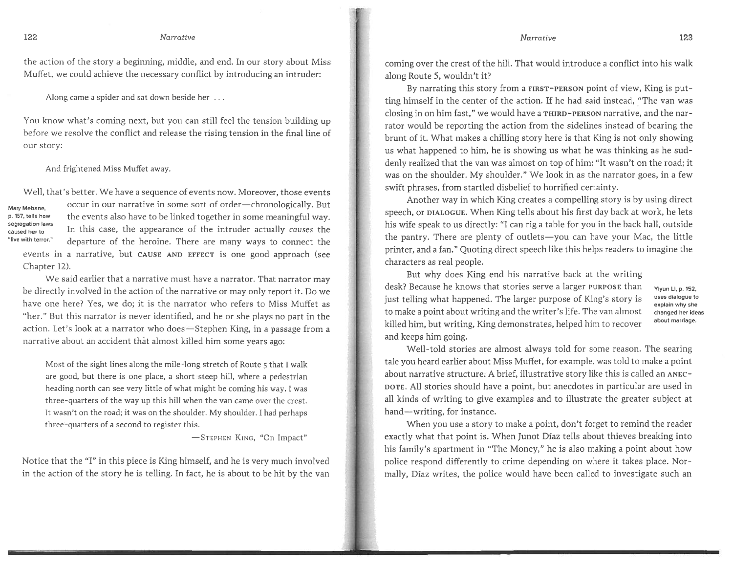the action of the story a beginning, middle, and end. In our story about Miss Muffet, we could achieve the necessary conflict by introducing an intruder:

> Along came a spider and sat down beside her . . .

You know what's coming next, but you can still feel the tension building up before we resolve the conflict and release the rising tension in the final line of our story:

> And frightened Miss Muffet away.

Well, that's better. We have a sequence of events now. Moreover, those events occur in our narrative in some sort of order—chronologically. But the events also have to be linked together in some meaningful way. In this case, the appearance of the intruder actually *causes* the departure of the heroine. There are many ways to connect the events in a narrative, but **CAUSE AND EFFECT** is one good approach (see Chapter 12).

*Mary Mebane, p. 157, tells how segregation laws caused her to "live with terror."*

We said earlier that a narrative must have a narrator. That narrator may be directly involved in the action of the narrative or may only report it. Do we have one here? Yes, we do; it is the narrator who refers to Miss Muffet as "her." But this narrator is never identified, and he or she plays no part in the action. Let's look at a narrator who does—Stephen King, in a passage from a narrative about an accident that almost killed him some years ago:

> Most of the sight lines along the mile-long stretch of Route 5 that I walk are good, but there is one place, a short steep hill, where a pedestrian heading north can see very little of what might be coming his way. I was three-quarters of the way up this hill when the van came over the crest. It wasn't on the road; it was on the shoulder. My shoulder. I had perhaps three-quarters of a second to register this.
>
> —STEPHEN KING, "On Impact"

Notice that the "I" in this piece is King himself, and he is very much involved in the action of the story he is telling. In fact, he is about to be hit by the van coming over the crest of the hill. That would introduce a conflict into his walk along Route 5, wouldn't it?

By narrating this story from a **FIRST-PERSON** point of view, King is putting himself in the center of the action. If he had said instead, "The van was closing in on him fast," we would have a **THIRD-PERSON** narrative, and the narrator would be reporting the action from the sidelines instead of bearing the brunt of it. What makes a chilling story here is that King is not only showing us what happened to him, he is showing us what he was thinking as he suddenly realized that the van was almost on top of him: "It wasn't on the road; it was on the shoulder. My shoulder." We look in as the narrator goes, in a few swift phrases, from startled disbelief to horrified certainty.

Another way in which King creates a compelling story is by using direct speech, or **DIALOGUE**. When King tells about his first day back at work, he lets his wife speak to us directly: "I can rig a table for you in the back hall, outside the pantry. There are plenty of outlets—you can have your Mac, the little printer, and a fan." Quoting direct speech like this helps readers to imagine the characters as real people.

But why does King end his narrative back at the writing desk? Because he knows that stories serve a larger **PURPOSE** than just telling what happened. The larger purpose of King's story is to make a point about writing and the writer's life. The van almost killed him, but writing, King demonstrates, helped him to recover and keeps him going.

*Yiyun Li, p. 152, uses dialogue to explain why she changed her ideas about marriage.*

Well-told stories are almost always told for some reason. The searing tale you heard earlier about Miss Muffet, for example, was told to make a point about narrative structure. A brief, illustrative story like this is called an **ANECDOTE**. All stories should have a point, but anecdotes in particular are used in all kinds of writing to give examples and to illustrate the greater subject at hand—writing, for instance.

When you use a story to make a point, don't forget to remind the reader exactly what that point is. When Junot Díaz tells about thieves breaking into his family's apartment in "The Money," he is also making a point about how police respond differently to crime depending on where it takes place. Normally, Díaz writes, the police would have been called to investigate such an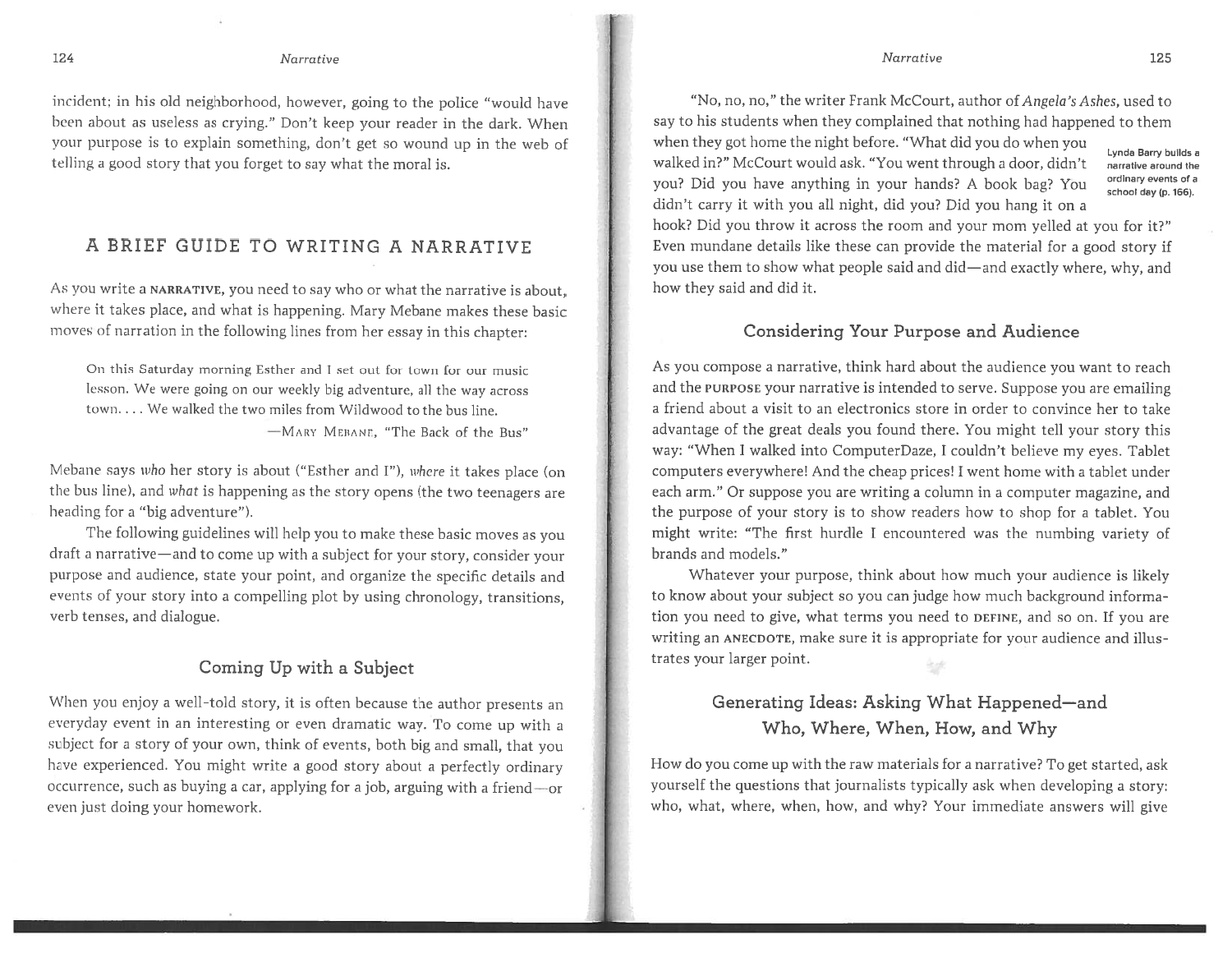incident; in his old neighborhood, however, going to the police "would have been about as useless as crying." Don't keep your reader in the dark. When your purpose is to explain something, don't get so wound up in the web of telling a good story that you forget to say what the moral is.

## A BRIEF GUIDE TO WRITING A NARRATIVE

As you write a **NARRATIVE**, you need to say who or what the narrative is about, where it takes place, and what is happening. Mary Mebane makes these basic moves of narration in the following lines from her essay in this chapter:

> On this Saturday morning Esther and I set out for town for our music lesson. We were going on our weekly big adventure, all the way across town. . . . We walked the two miles from Wildwood to the bus line.
>
> —MARY MEBANE, "The Back of the Bus"

Mebane says *who* her story is about ("Esther and I"), *where* it takes place (on the bus line), and *what* is happening as the story opens (the two teenagers are heading for a "big adventure").

The following guidelines will help you to make these basic moves as you draft a narrative—and to come up with a subject for your story, consider your purpose and audience, state your point, and organize the specific details and events of your story into a compelling plot by using chronology, transitions, verb tenses, and dialogue.

### Coming Up with a Subject

When you enjoy a well-told story, it is often because the author presents an everyday event in an interesting or even dramatic way. To come up with a subject for a story of your own, think of events, both big and small, that you have experienced. You might write a good story about a perfectly ordinary occurrence, such as buying a car, applying for a job, arguing with a friend—or even just doing your homework.

"No, no, no," the writer Frank McCourt, author of *Angela's Ashes*, used to say to his students when they complained that nothing had happened to them when they got home the night before. "What did you do when you walked in?" McCourt would ask. "You went through a door, didn't you? Did you have anything in your hands? A book bag? You didn't carry it with you all night, did you? Did you hang it on a hook? Did you throw it across the room and your mom yelled at you for it?" Even mundane details like these can provide the material for a good story if you use them to show what people said and did—and exactly where, why, and how they said and did it.

Lynda Barry builds a narrative around the ordinary events of a school day (p. 166).

### Considering Your Purpose and Audience

As you compose a narrative, think hard about the audience you want to reach and the **PURPOSE** your narrative is intended to serve. Suppose you are emailing a friend about a visit to an electronics store in order to convince her to take advantage of the great deals you found there. You might tell your story this way: "When I walked into ComputerDaze, I couldn't believe my eyes. Tablet computers everywhere! And the cheap prices! I went home with a tablet under each arm." Or suppose you are writing a column in a computer magazine, and the purpose of your story is to show readers how to shop for a tablet. You might write: "The first hurdle I encountered was the numbing variety of brands and models."

Whatever your purpose, think about how much your audience is likely to know about your subject so you can judge how much background information you need to give, what terms you need to **DEFINE**, and so on. If you are writing an **ANECDOTE**, make sure it is appropriate for your audience and illustrates your larger point.

### Generating Ideas: Asking What Happened—and Who, Where, When, How, and Why

How do you come up with the raw materials for a narrative? To get started, ask yourself the questions that journalists typically ask when developing a story: who, what, where, when, how, and why? Your immediate answers will give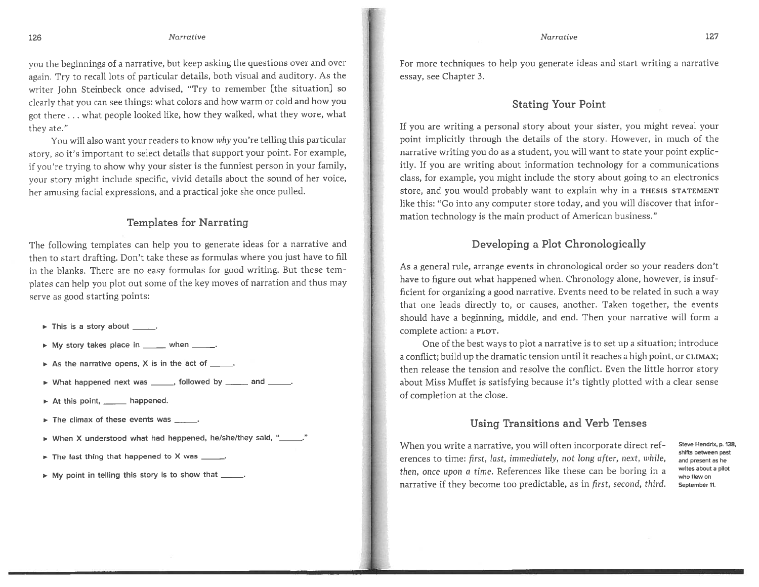you the beginnings of a narrative, but keep asking the questions over and over again. Try to recall lots of particular details, both visual and auditory. As the writer John Steinbeck once advised, "Try to remember [the situation] so clearly that you can see things: what colors and how warm or cold and how you got there . . . what people looked like, how they walked, what they wore, what they ate."

You will also want your readers to know *why* you're telling this particular story, so it's important to select details that support your point. For example, if you're trying to show why your sister is the funniest person in your family, your story might include specific, vivid details about the sound of her voice, her amusing facial expressions, and a practical joke she once pulled.

## Templates for Narrating

The following templates can help you to generate ideas for a narrative and then to start drafting. Don't take these as formulas where you just have to fill in the blanks. There are no easy formulas for good writing. But these templates can help you plot out some of the key moves of narration and thus may serve as good starting points:

- This is a story about ____.
- My story takes place in ____ when ____.
- As the narrative opens, X is in the act of ____.
- What happened next was ____, followed by ____ and ____.
- At this point, ____ happened.
- The climax of these events was ____.
- When X understood what had happened, he/she/they said, "____."
- The last thing that happened to X was ____.
- My point in telling this story is to show that ____.

For more techniques to help you generate ideas and start writing a narrative essay, see Chapter 3.

## Stating Your Point

If you are writing a personal story about your sister, you might reveal your point implicitly through the details of the story. However, in much of the narrative writing you do as a student, you will want to state your point explicitly. If you are writing about information technology for a communications class, for example, you might include the story about going to an electronics store, and you would probably want to explain why in a THESIS STATEMENT like this: "Go into any computer store today, and you will discover that information technology is the main product of American business."

## Developing a Plot Chronologically

As a general rule, arrange events in chronological order so your readers don't have to figure out what happened when. Chronology alone, however, is insufficient for organizing a good narrative. Events need to be related in such a way that one leads directly to, or causes, another. Taken together, the events should have a beginning, middle, and end. Then your narrative will form a complete action: a PLOT.

One of the best ways to plot a narrative is to set up a situation; introduce a conflict; build up the dramatic tension until it reaches a high point, or CLIMAX; then release the tension and resolve the conflict. Even the little horror story about Miss Muffet is satisfying because it's tightly plotted with a clear sense of completion at the close.

## Using Transitions and Verb Tenses

When you write a narrative, you will often incorporate direct references to time: *first, last, immediately, not long after, next, while, then, once upon a time*. References like these can be boring in a narrative if they become too predictable, as in *first, second, third*.

**Steve Hendrix, p. 138, shifts between past and present as he writes about a pilot who flew on September 11.**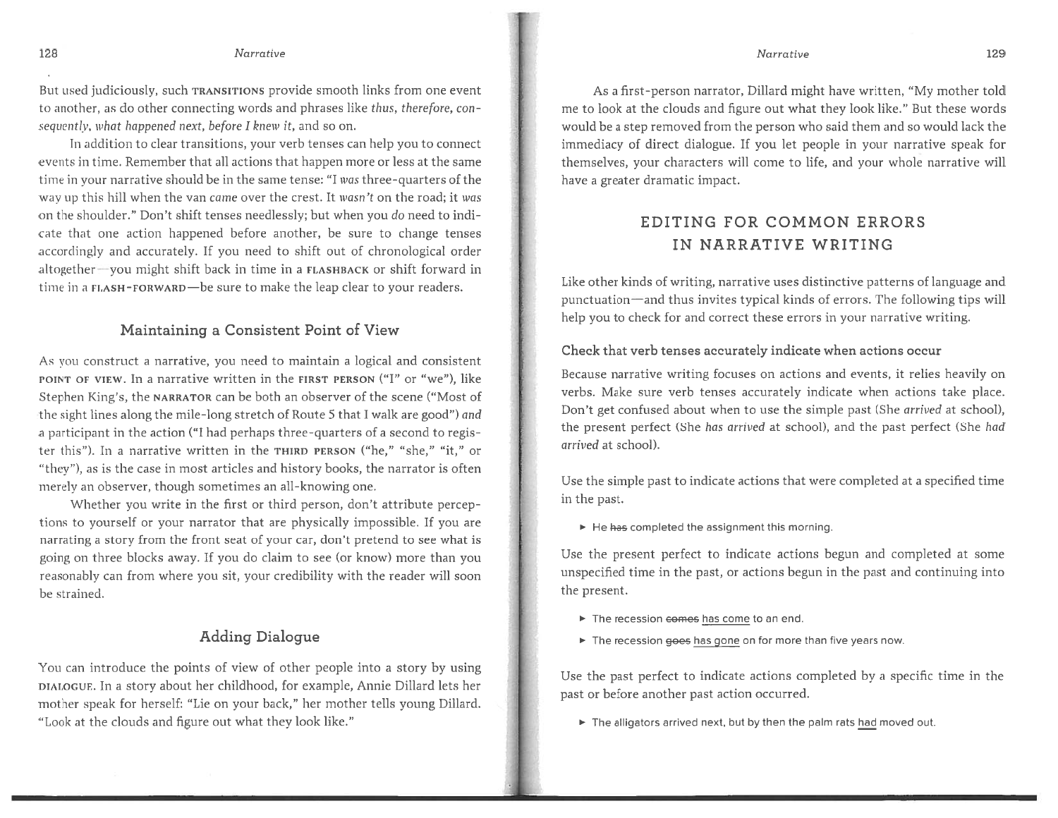But used judiciously, such **TRANSITIONS** provide smooth links from one event to another, as do other connecting words and phrases like *thus, therefore, consequently, what happened next, before I knew it,* and so on.

In addition to clear transitions, your verb tenses can help you to connect events in time. Remember that all actions that happen more or less at the same time in your narrative should be in the same tense: "I *was* three-quarters of the way up this hill when the van *came* over the crest. It *wasn't* on the road; it *was* on the shoulder." Don't shift tenses needlessly; but when you *do* need to indicate that one action happened before another, be sure to change tenses accordingly and accurately. If you need to shift out of chronological order altogether—you might shift back in time in a **FLASHBACK** or shift forward in time in a **FLASH-FORWARD**—be sure to make the leap clear to your readers.

## Maintaining a Consistent Point of View

As you construct a narrative, you need to maintain a logical and consistent **POINT OF VIEW**. In a narrative written in the **FIRST PERSON** ("I" or "we"), like Stephen King's, the **NARRATOR** can be both an observer of the scene ("Most of the sight lines along the mile-long stretch of Route 5 that I walk are good") *and* a participant in the action ("I had perhaps three-quarters of a second to register this"). In a narrative written in the **THIRD PERSON** ("he," "she," "it," or "they"), as is the case in most articles and history books, the narrator is often merely an observer, though sometimes an all-knowing one.

Whether you write in the first or third person, don't attribute perceptions to yourself or your narrator that are physically impossible. If you are narrating a story from the front seat of your car, don't pretend to see what is going on three blocks away. If you do claim to see (or know) more than you reasonably can from where you sit, your credibility with the reader will soon be strained.

## Adding Dialogue

You can introduce the points of view of other people into a story by using **DIALOGUE**. In a story about her childhood, for example, Annie Dillard lets her mother speak for herself: "Lie on your back," her mother tells young Dillard. "Look at the clouds and figure out what they look like."

As a first-person narrator, Dillard might have written, "My mother told me to look at the clouds and figure out what they look like." But these words would be a step removed from the person who said them and so would lack the immediacy of direct dialogue. If you let people in your narrative speak for themselves, your characters will come to life, and your whole narrative will have a greater dramatic impact.

## EDITING FOR COMMON ERRORS IN NARRATIVE WRITING

Like other kinds of writing, narrative uses distinctive patterns of language and punctuation—and thus invites typical kinds of errors. The following tips will help you to check for and correct these errors in your narrative writing.

### Check that verb tenses accurately indicate when actions occur

Because narrative writing focuses on actions and events, it relies heavily on verbs. Make sure verb tenses accurately indicate when actions take place. Don't get confused about when to use the simple past (She *arrived* at school), the present perfect (She *has arrived* at school), and the past perfect (She *had arrived* at school).

Use the simple past to indicate actions that were completed at a specified time in the past.

- ▸ He ~~has~~ completed the assignment this morning.

Use the present perfect to indicate actions begun and completed at some unspecified time in the past, or actions begun in the past and continuing into the present.

- ▸ The recession ~~comes~~ has come to an end.
- ▸ The recession ~~goes~~ has gone on for more than five years now.

Use the past perfect to indicate actions completed by a specific time in the past or before another past action occurred.

- ▸ The alligators arrived next, but by then the palm rats had moved out.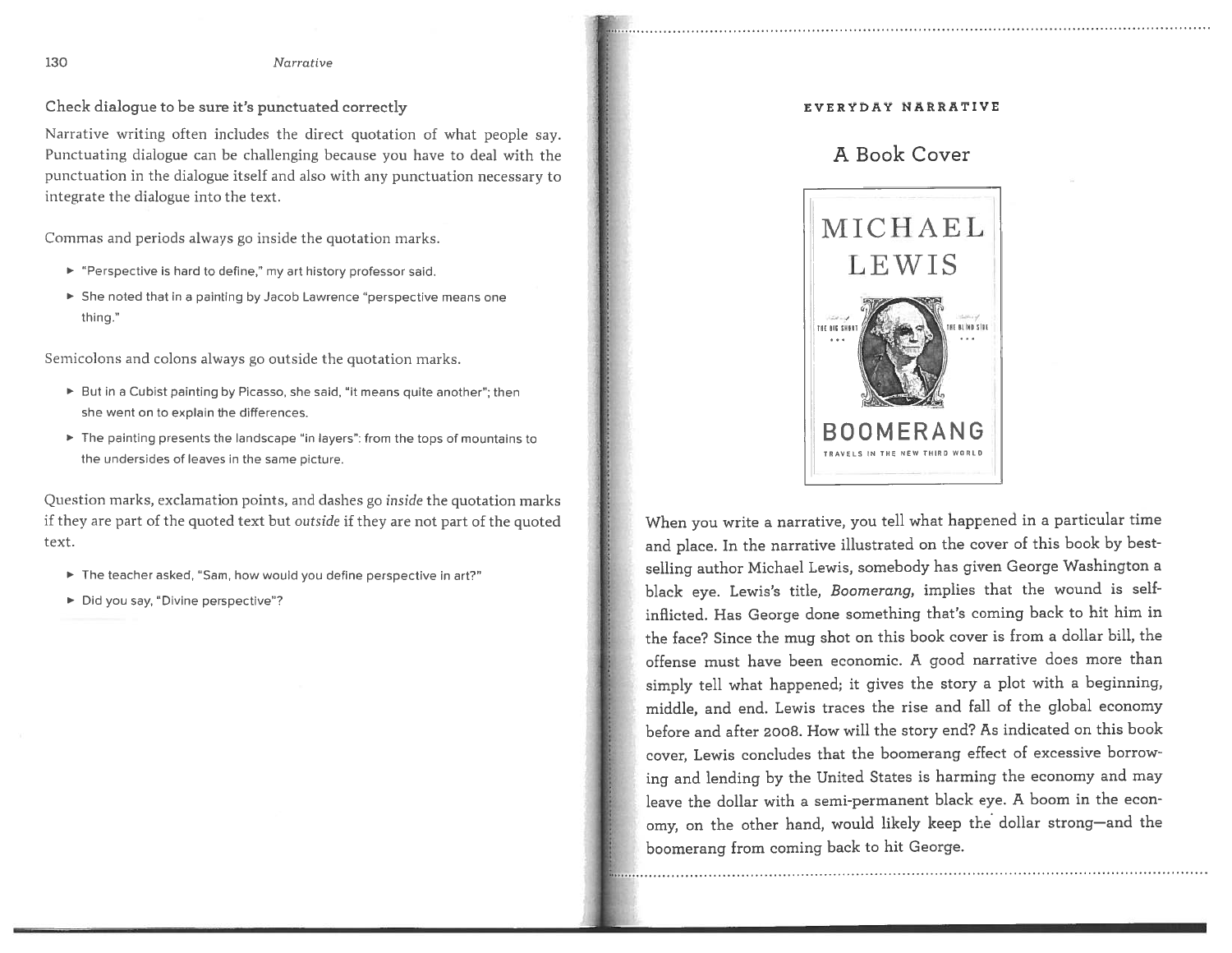### Check dialogue to be sure it's punctuated correctly

Narrative writing often includes the direct quotation of what people say. Punctuating dialogue can be challenging because you have to deal with the punctuation in the dialogue itself and also with any punctuation necessary to integrate the dialogue into the text.

Commas and periods always go inside the quotation marks.

- "Perspective is hard to define," my art history professor said.
- She noted that in a painting by Jacob Lawrence "perspective means one thing."

Semicolons and colons always go outside the quotation marks.

- But in a Cubist painting by Picasso, she said, "it means quite another"; then she went on to explain the differences.
- The painting presents the landscape "in layers": from the tops of mountains to the undersides of leaves in the same picture.

Question marks, exclamation points, and dashes go *inside* the quotation marks if they are part of the quoted text but *outside* if they are not part of the quoted text.

- The teacher asked, "Sam, how would you define perspective in art?"
- Did you say, "Divine perspective"?

**EVERYDAY NARRATIVE**

## A Book Cover

MICHAEL LEWIS

THE BIG SHORT

THE BLIND SIDE

BOOMERANG

TRAVELS IN THE NEW THIRD WORLD

When you write a narrative, you tell what happened in a particular time and place. In the narrative illustrated on the cover of this book by best-selling author Michael Lewis, somebody has given George Washington a black eye. Lewis's title, *Boomerang,* implies that the wound is self-inflicted. Has George done something that's coming back to hit him in the face? Since the mug shot on this book cover is from a dollar bill, the offense must have been economic. A good narrative does more than simply tell what happened; it gives the story a plot with a beginning, middle, and end. Lewis traces the rise and fall of the global economy before and after 2008. How will the story end? As indicated on this book cover, Lewis concludes that the boomerang effect of excessive borrowing and lending by the United States is harming the economy and may leave the dollar with a semi-permanent black eye. A boom in the economy, on the other hand, would likely keep the dollar strong—and the boomerang from coming back to hit George.